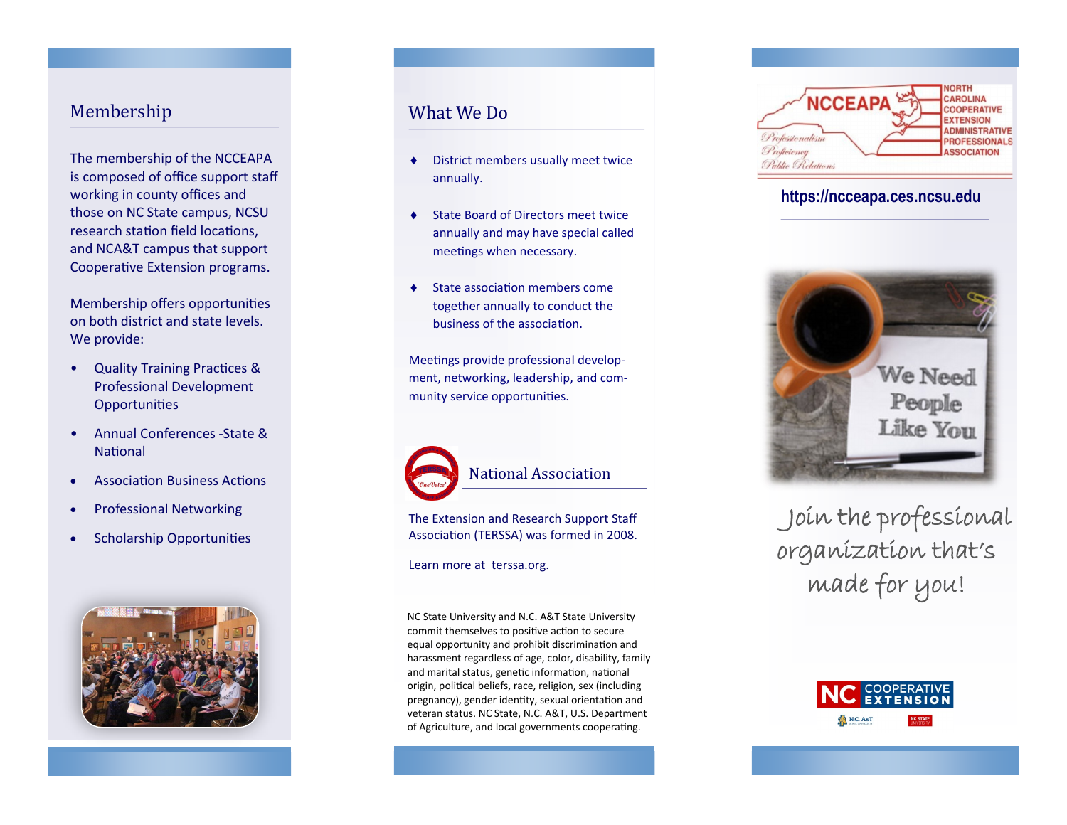## Membership

The membership of the NCCEAPA is composed of office support staff working in county offices and those on NC State campus, NCSU research station field locations, and NCA&T campus that support Cooperative Extension programs.

Membership offers opportunities on both district and state levels. We provide:

- Quality Training Practices & Professional Development Opportunities
- Annual Conferences -State & National
- Association Business Actions
- Professional Networking
- Scholarship Opportunities

## What We Do

- District members usually meet twice annually.
- State Board of Directors meet twice annually and may have special called meetings when necessary.
- State association members come together annually to conduct the business of the association.

Meetings provide professional development, networking, leadership, and community service opportunities.

## National Association

The Extension and Research Support Staff Association (TERSSA) was formed in 2008.

Learn more at tersssa.org.

NC State University and N.C. A&T State University commit themselves to positive action to secure equal opportunity and prohibit discrimination and harassment regardless of age, color, disability, family and marital status, genetic information, national origin, political beliefs, race, religion, sex (including pregnancy), gender identity, sexual orientation and veteran status. NC State, N.C. A&T, U.S. Department of Agriculture, and local governments cooperating.

NCCEAPA — North Carolina Cooperative Extension Administrative Professionals Association

Professionalism
Proficiency
Public Relations

**https://ncceapa.ces.ncsu.edu**

We Need People Like You

*Join the professional organization that's made for you!*

NC Cooperative Extension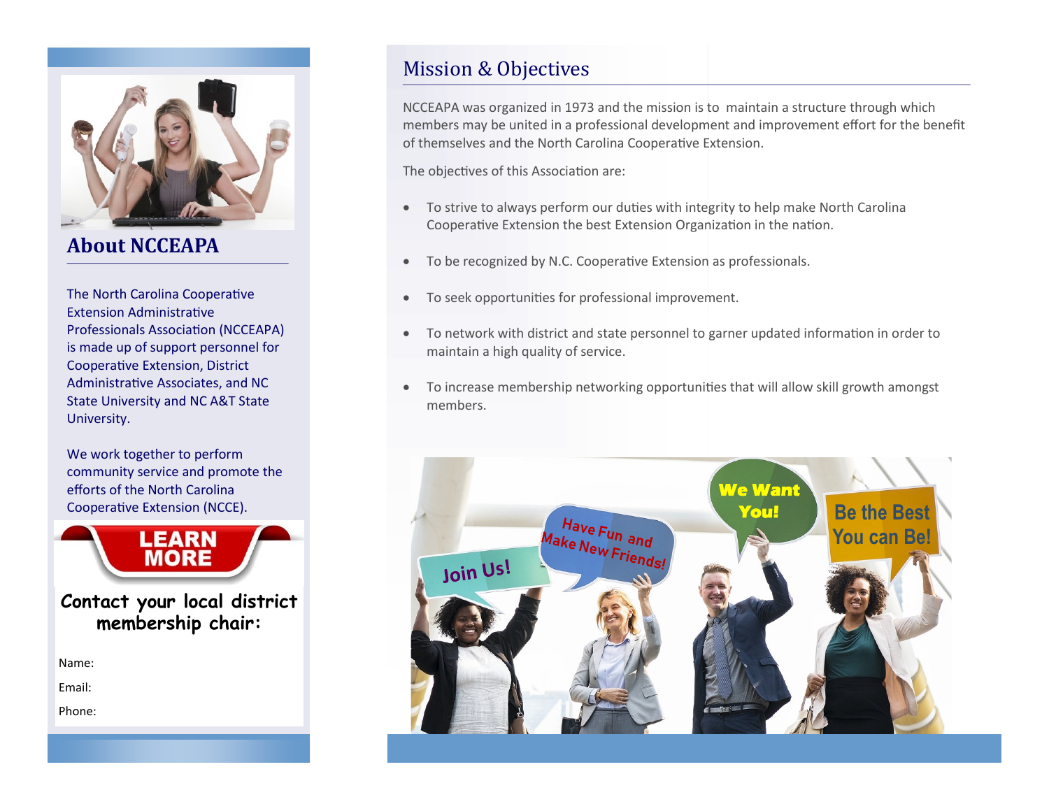## About NCCEAPA

The North Carolina Cooperative Extension Administrative Professionals Association (NCCEAPA) is made up of support personnel for Cooperative Extension, District Administrative Associates, and NC State University and NC A&T State University.

We work together to perform community service and promote the efforts of the North Carolina Cooperative Extension (NCCE).

**LEARN MORE**

**Contact your local district membership chair:**

Name:

Email:

Phone:

## Mission & Objectives

NCCEAPA was organized in 1973 and the mission is to maintain a structure through which members may be united in a professional development and improvement effort for the benefit of themselves and the North Carolina Cooperative Extension.

The objectives of this Association are:

- To strive to always perform our duties with integrity to help make North Carolina Cooperative Extension the best Extension Organization in the nation.
- To be recognized by N.C. Cooperative Extension as professionals.
- To seek opportunities for professional improvement.
- To network with district and state personnel to garner updated information in order to maintain a high quality of service.
- To increase membership networking opportunities that will allow skill growth amongst members.